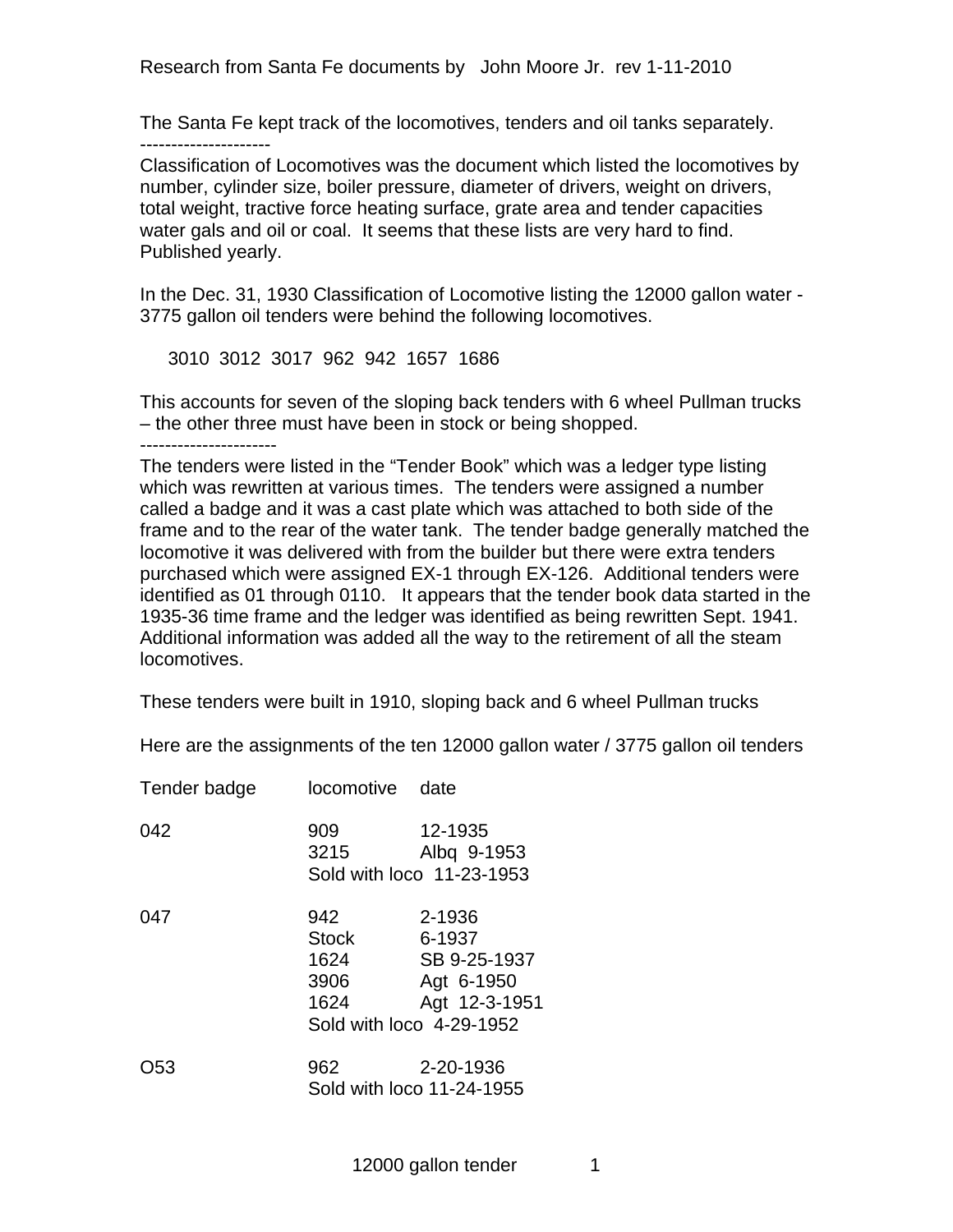Research from Santa Fe documents by John Moore Jr. rev 1-11-2010

The Santa Fe kept track of the locomotives, tenders and oil tanks separately.

---------------------

Classification of Locomotives was the document which listed the locomotives by number, cylinder size, boiler pressure, diameter of drivers, weight on drivers, total weight, tractive force heating surface, grate area and tender capacities water gals and oil or coal. It seems that these lists are very hard to find. Published yearly.

In the Dec. 31, 1930 Classification of Locomotive listing the 12000 gallon water - 3775 gallon oil tenders were behind the following locomotives.

3010 3012 3017 962 942 1657 1686

This accounts for seven of the sloping back tenders with 6 wheel Pullman trucks – the other three must have been in stock or being shopped.

----------------------

The tenders were listed in the "Tender Book" which was a ledger type listing which was rewritten at various times. The tenders were assigned a number called a badge and it was a cast plate which was attached to both side of the frame and to the rear of the water tank. The tender badge generally matched the locomotive it was delivered with from the builder but there were extra tenders purchased which were assigned EX-1 through EX-126. Additional tenders were identified as 01 through 0110. It appears that the tender book data started in the 1935-36 time frame and the ledger was identified as being rewritten Sept. 1941. Additional information was added all the way to the retirement of all the steam locomotives.

These tenders were built in 1910, sloping back and 6 wheel Pullman trucks

Here are the assignments of the ten 12000 gallon water / 3775 gallon oil tenders

| Tender badge | locomotive | date |
|---|---|---|
| 042 | 909 | 12-1935 |
| | 3215 | Albq 9-1953 |
| | Sold with loco 11-23-1953 | |
| 047 | 942 | 2-1936 |
| | Stock | 6-1937 |
| | 1624 | SB 9-25-1937 |
| | 3906 | Agt 6-1950 |
| | 1624 | Agt 12-3-1951 |
| | Sold with loco 4-29-1952 | |
| O53 | 962 | 2-20-1936 |
| | Sold with loco 11-24-1955 | |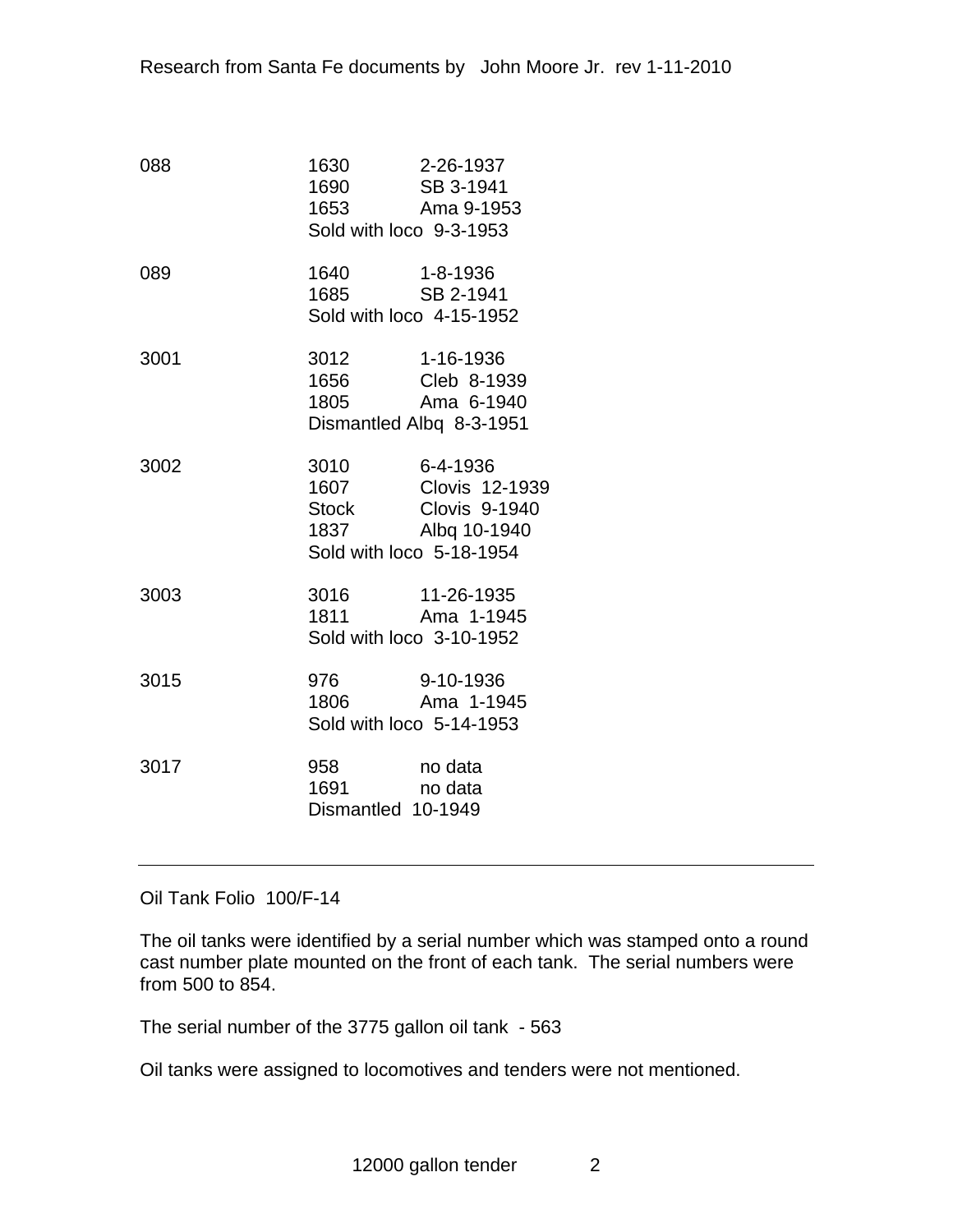| | | |
|---|---|---|
| 088 | 1630 | 2-26-1937 |
| | 1690 | SB 3-1941 |
| | 1653 | Ama 9-1953 |
| | Sold with loco 9-3-1953 | |
| 089 | 1640 | 1-8-1936 |
| | 1685 | SB 2-1941 |
| | Sold with loco 4-15-1952 | |
| 3001 | 3012 | 1-16-1936 |
| | 1656 | Cleb 8-1939 |
| | 1805 | Ama 6-1940 |
| | Dismantled Albq 8-3-1951 | |
| 3002 | 3010 | 6-4-1936 |
| | 1607 | Clovis 12-1939 |
| | Stock | Clovis 9-1940 |
| | 1837 | Albq 10-1940 |
| | Sold with loco 5-18-1954 | |
| 3003 | 3016 | 11-26-1935 |
| | 1811 | Ama 1-1945 |
| | Sold with loco 3-10-1952 | |
| 3015 | 976 | 9-10-1936 |
| | 1806 | Ama 1-1945 |
| | Sold with loco 5-14-1953 | |
| 3017 | 958 | no data |
| | 1691 | no data |
| | Dismantled 10-1949 | |

---

Oil Tank Folio 100/F-14

The oil tanks were identified by a serial number which was stamped onto a round cast number plate mounted on the front of each tank. The serial numbers were from 500 to 854.

The serial number of the 3775 gallon oil tank - 563

Oil tanks were assigned to locomotives and tenders were not mentioned.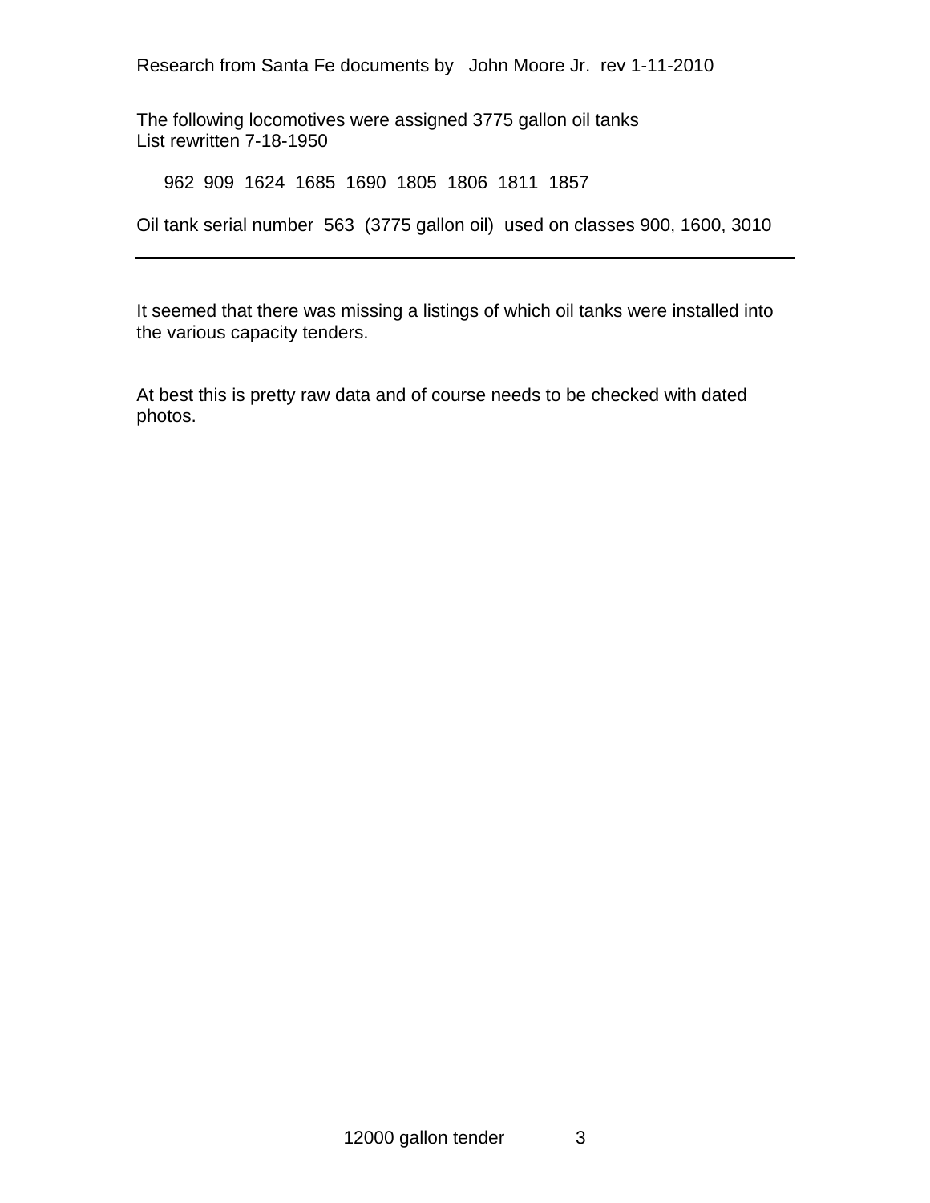The following locomotives were assigned 3775 gallon oil tanks
List rewritten 7-18-1950

962 909 1624 1685 1690 1805 1806 1811 1857

Oil tank serial number 563 (3775 gallon oil) used on classes 900, 1600, 3010

---

It seemed that there was missing a listings of which oil tanks were installed into the various capacity tenders.

At best this is pretty raw data and of course needs to be checked with dated photos.